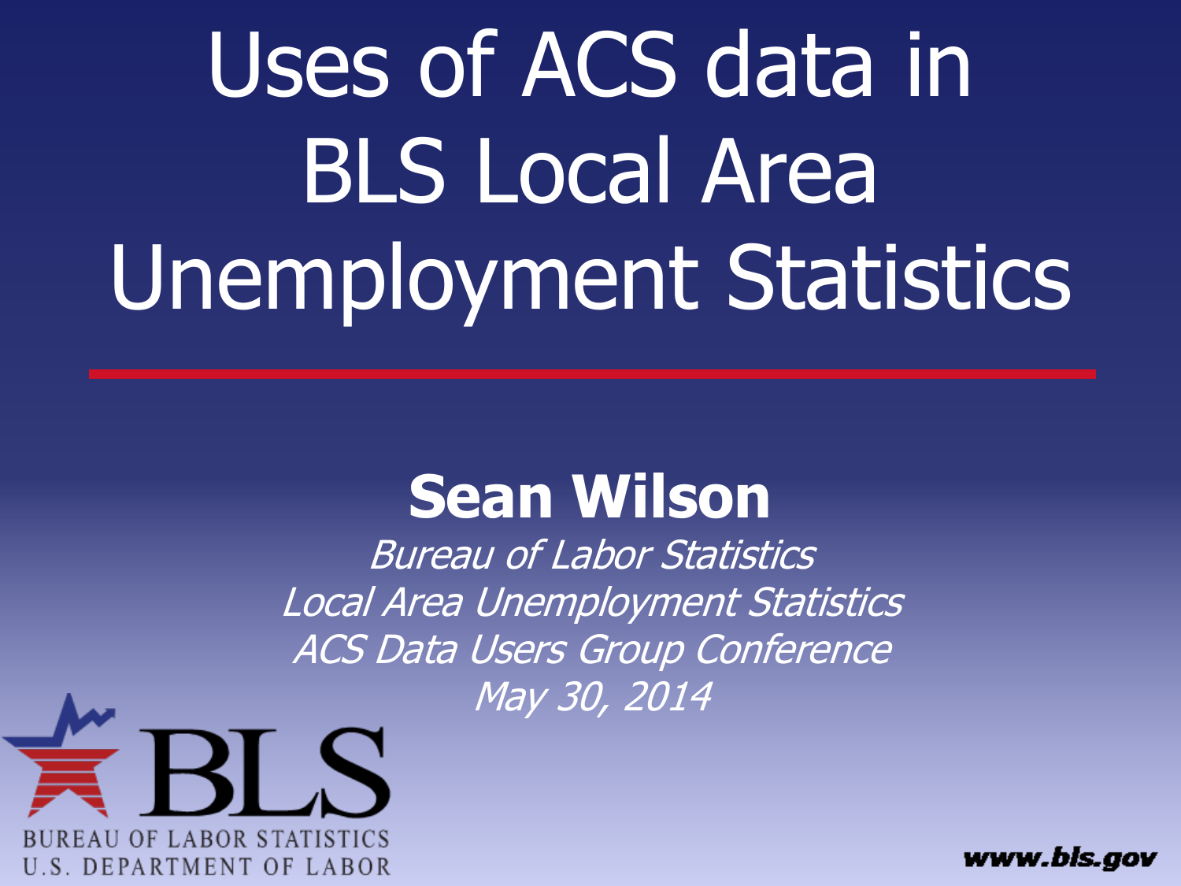# Uses of ACS data in BLS Local Area Unemployment Statistics

**Sean Wilson**

*Bureau of Labor Statistics*

*Local Area Unemployment Statistics*

*ACS Data Users Group Conference*

*May 30, 2014*

BLS

BUREAU OF LABOR STATISTICS
U.S. DEPARTMENT OF LABOR

www.bls.gov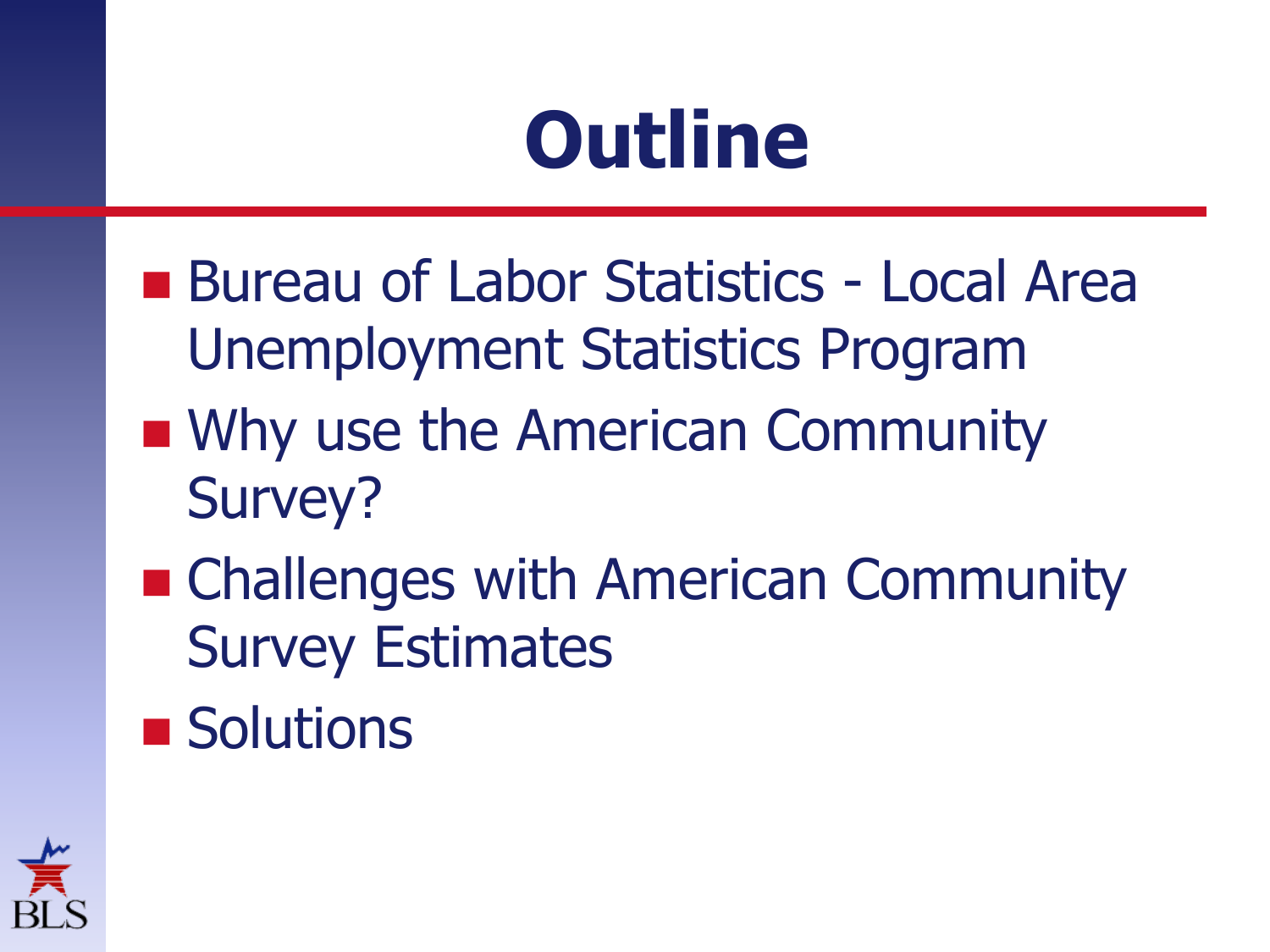# Outline

- Bureau of Labor Statistics - Local Area Unemployment Statistics Program
- Why use the American Community Survey?
- Challenges with American Community Survey Estimates
- Solutions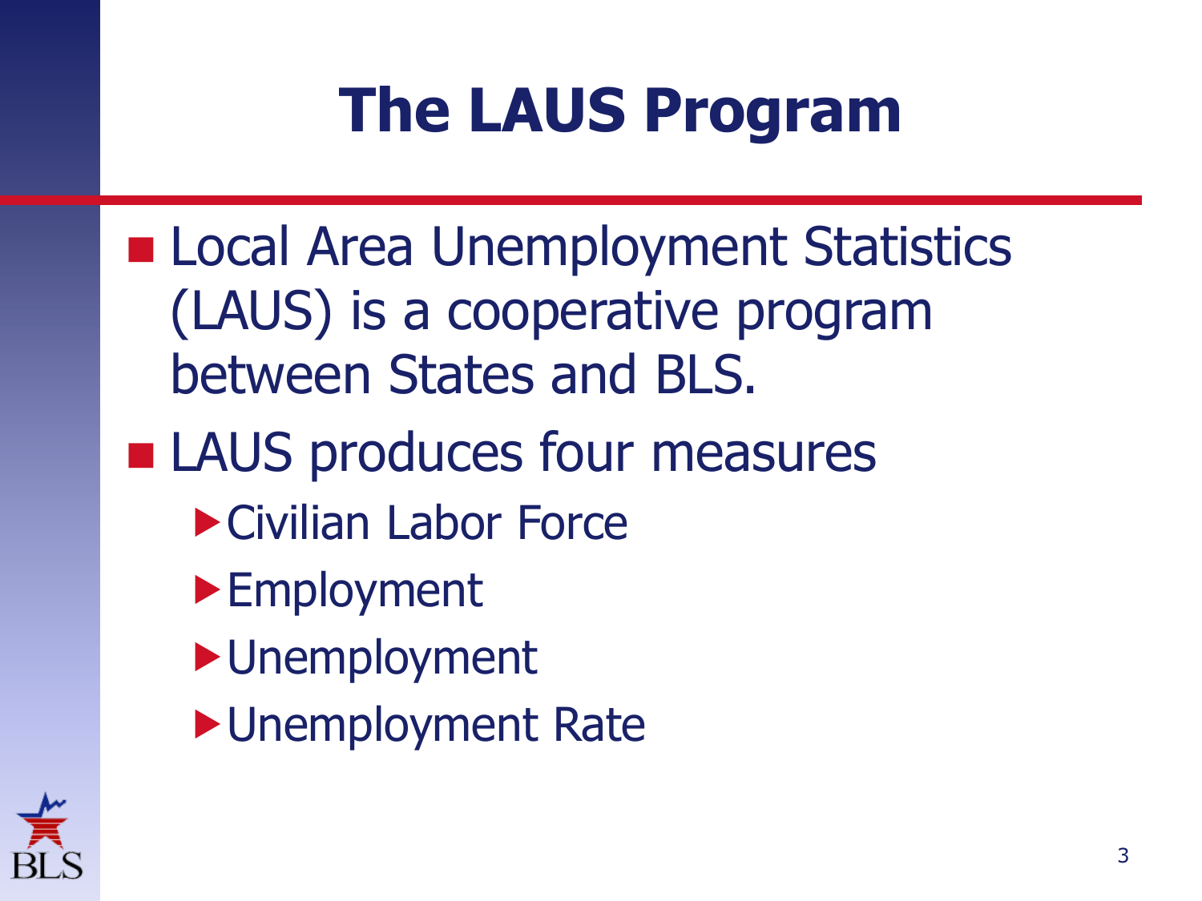# The LAUS Program

- Local Area Unemployment Statistics (LAUS) is a cooperative program between States and BLS.
- LAUS produces four measures
  - Civilian Labor Force
  - Employment
  - Unemployment
  - Unemployment Rate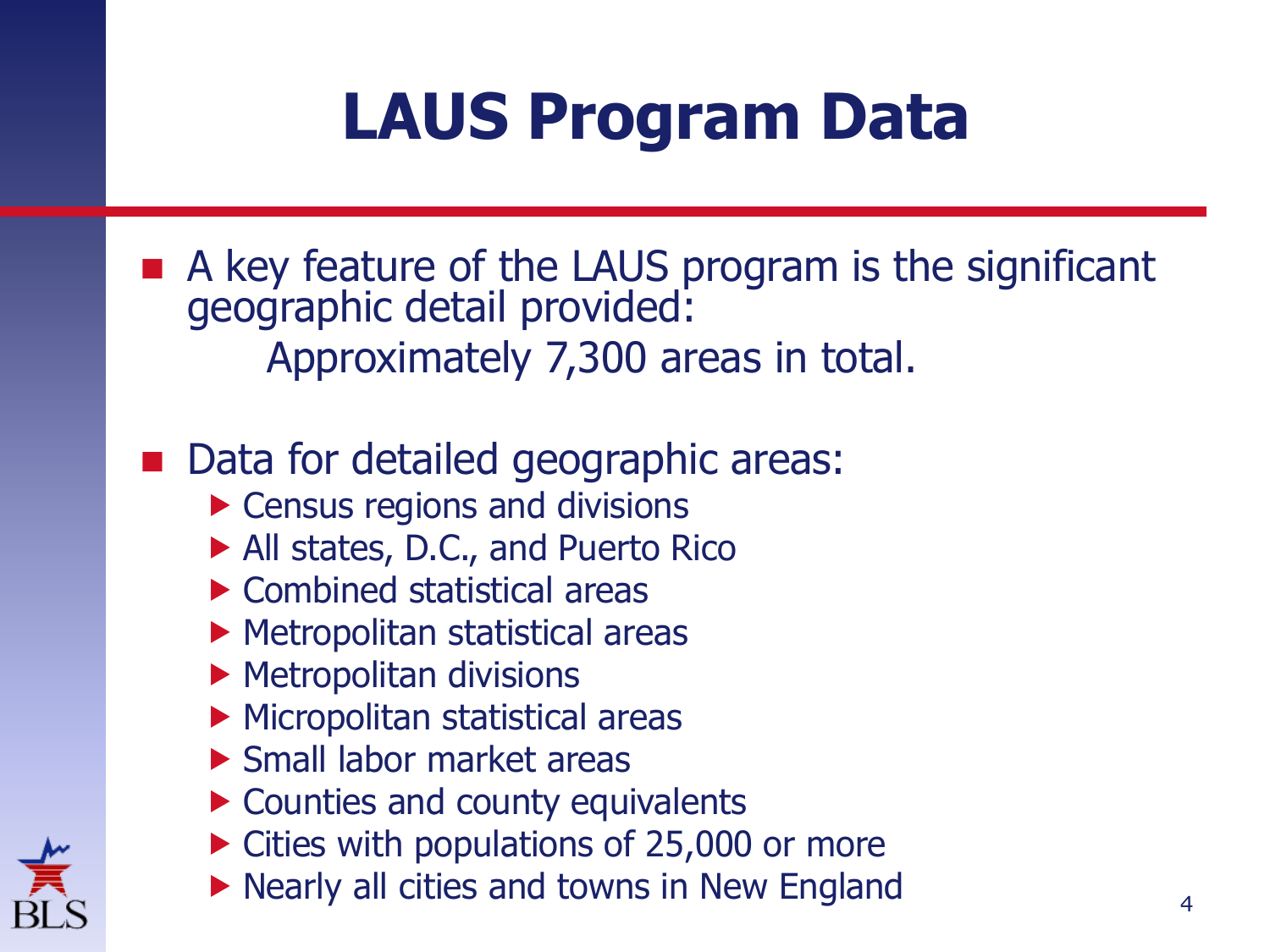# LAUS Program Data

- A key feature of the LAUS program is the significant geographic detail provided:
  Approximately 7,300 areas in total.

- Data for detailed geographic areas:
  - Census regions and divisions
  - All states, D.C., and Puerto Rico
  - Combined statistical areas
  - Metropolitan statistical areas
  - Metropolitan divisions
  - Micropolitan statistical areas
  - Small labor market areas
  - Counties and county equivalents
  - Cities with populations of 25,000 or more
  - Nearly all cities and towns in New England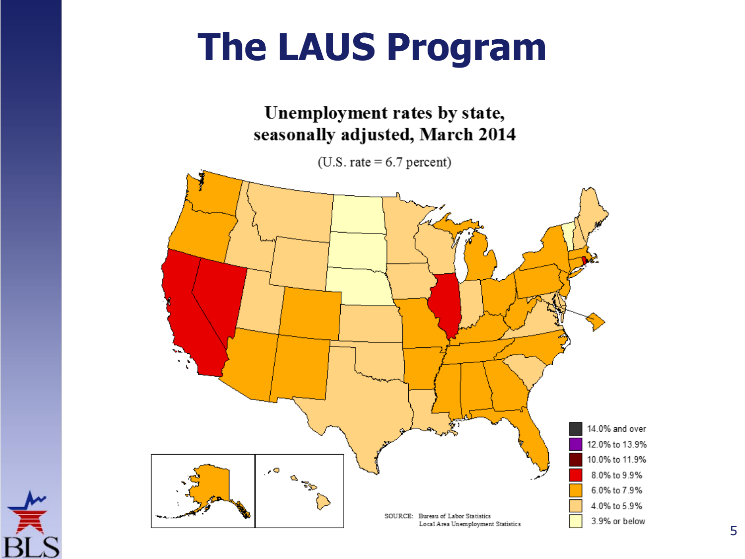# The LAUS Program

**Unemployment rates by state, seasonally adjusted, March 2014**

(U.S. rate = 6.7 percent)

- 14.0% and over
- 12.0% to 13.9%
- 10.0% to 11.9%
- 8.0% to 9.9%
- 6.0% to 7.9%
- 4.0% to 5.9%
- 3.9% or below

SOURCE: Bureau of Labor Statistics Local Area Unemployment Statistics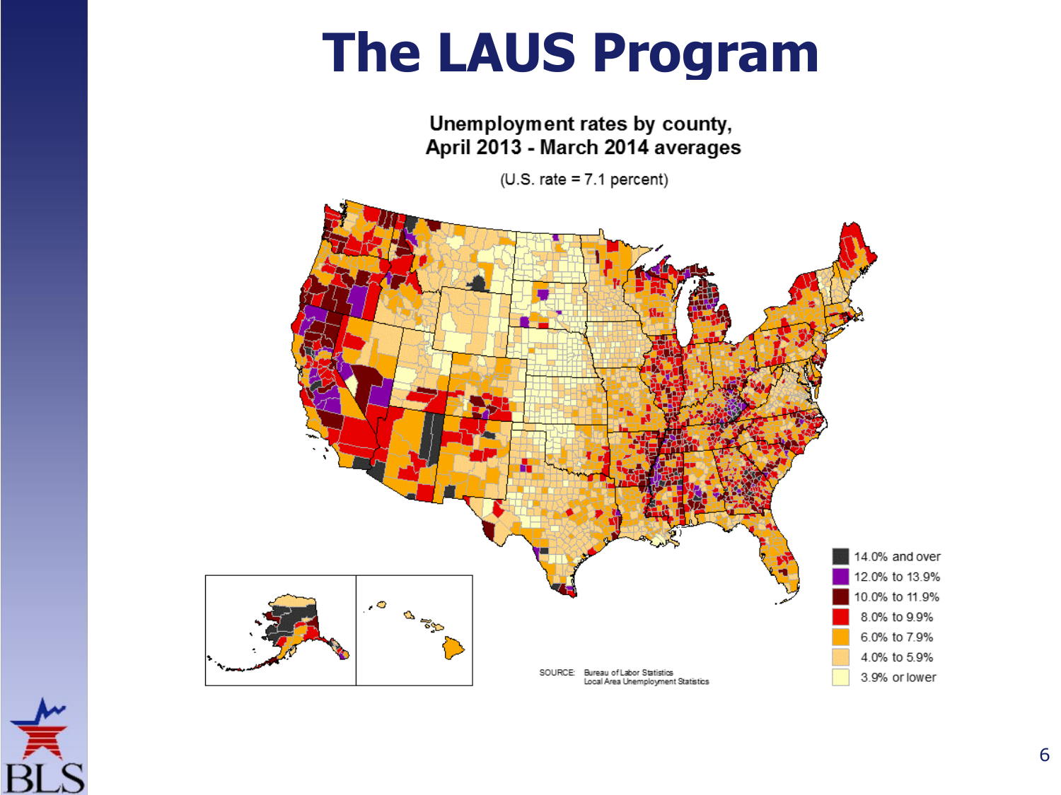# The LAUS Program

**Unemployment rates by county, April 2013 - March 2014 averages**

(U.S. rate = 7.1 percent)

- 14.0% and over
- 12.0% to 13.9%
- 10.0% to 11.9%
- 8.0% to 9.9%
- 6.0% to 7.9%
- 4.0% to 5.9%
- 3.9% or lower

SOURCE: Bureau of Labor Statistics Local Area Unemployment Statistics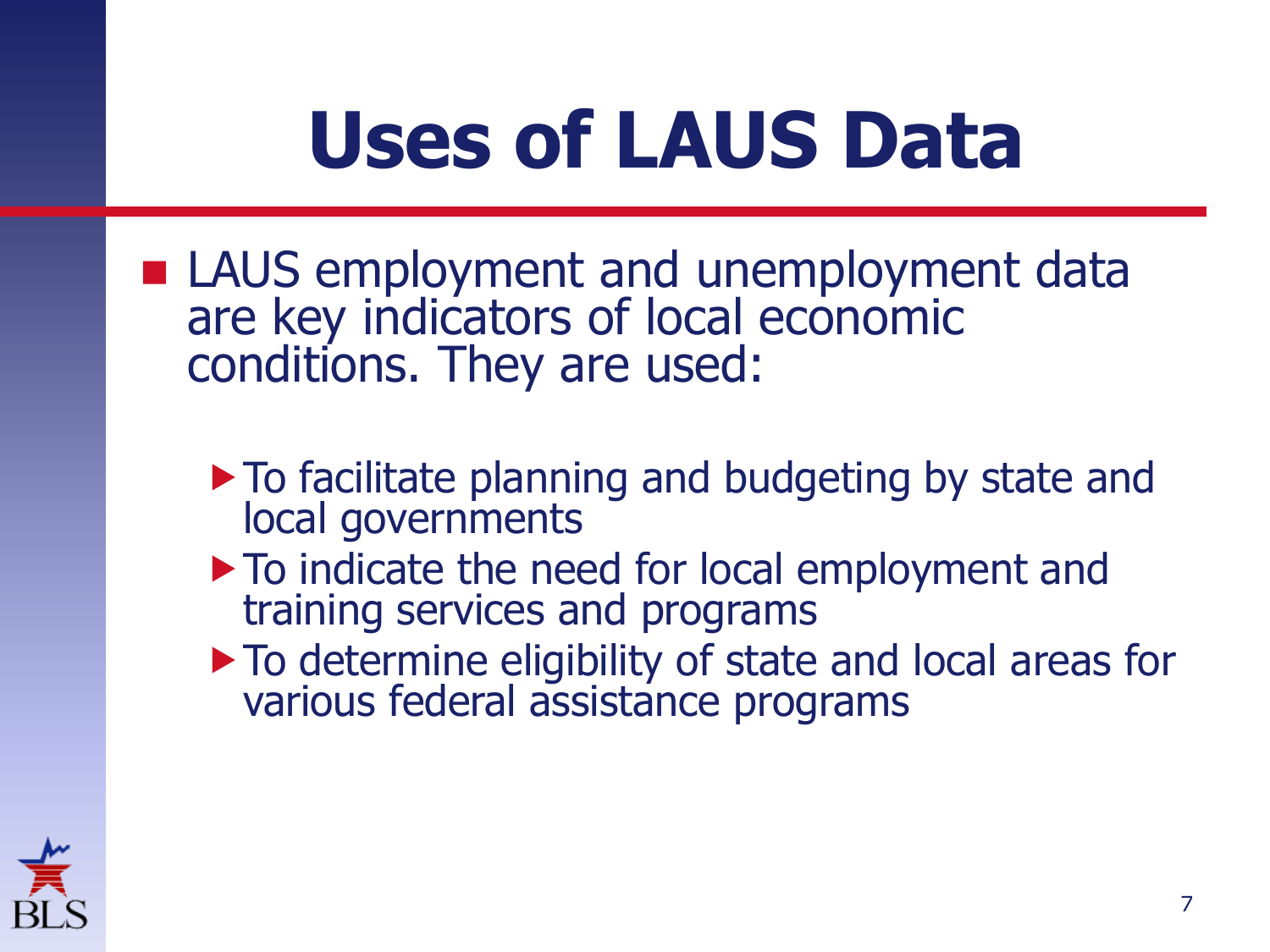# Uses of LAUS Data

- LAUS employment and unemployment data are key indicators of local economic conditions. They are used:
  - To facilitate planning and budgeting by state and local governments
  - To indicate the need for local employment and training services and programs
  - To determine eligibility of state and local areas for various federal assistance programs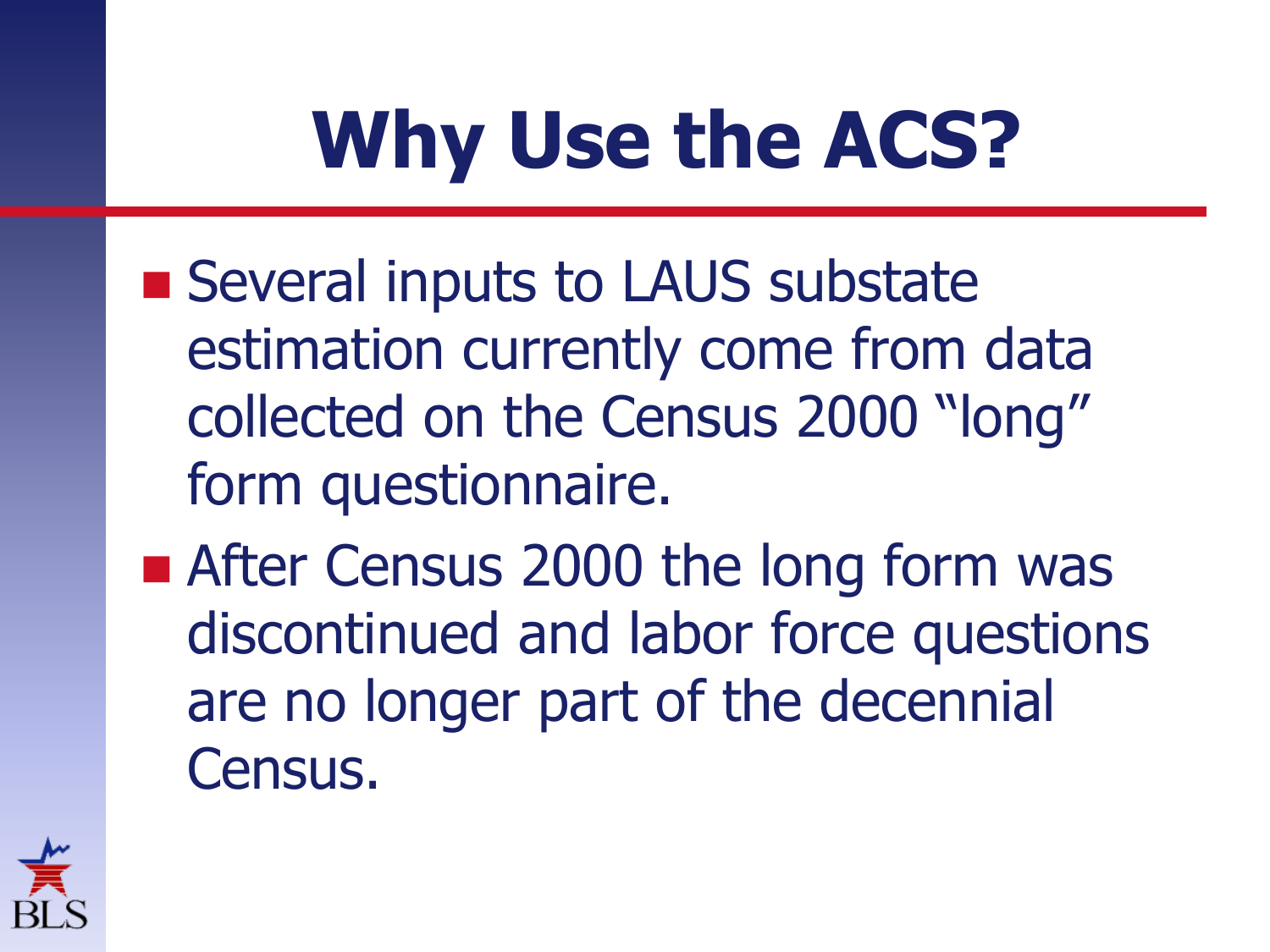# Why Use the ACS?

- Several inputs to LAUS substate estimation currently come from data collected on the Census 2000 “long” form questionnaire.
- After Census 2000 the long form was discontinued and labor force questions are no longer part of the decennial Census.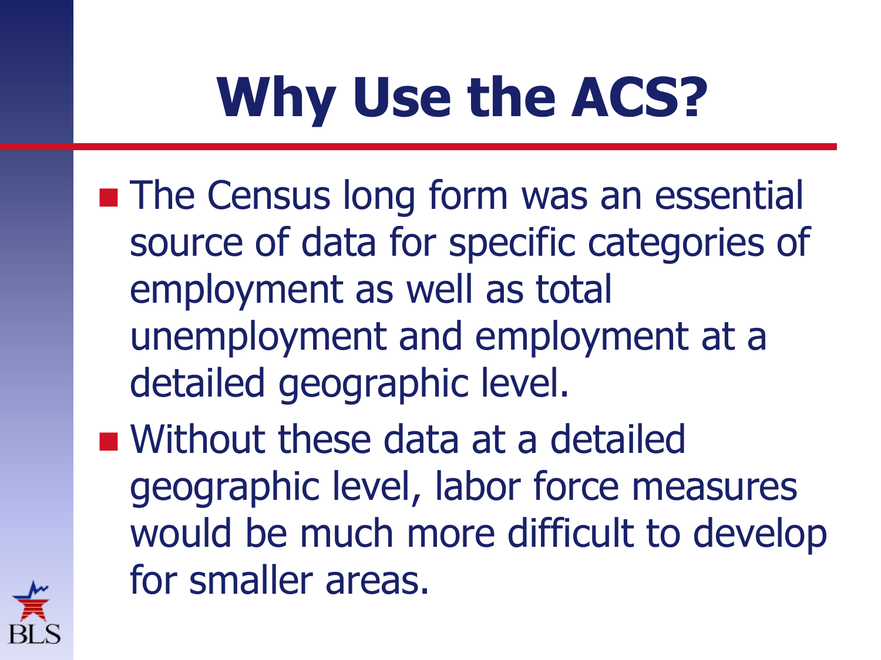# Why Use the ACS?

- The Census long form was an essential source of data for specific categories of employment as well as total unemployment and employment at a detailed geographic level.
- Without these data at a detailed geographic level, labor force measures would be much more difficult to develop for smaller areas.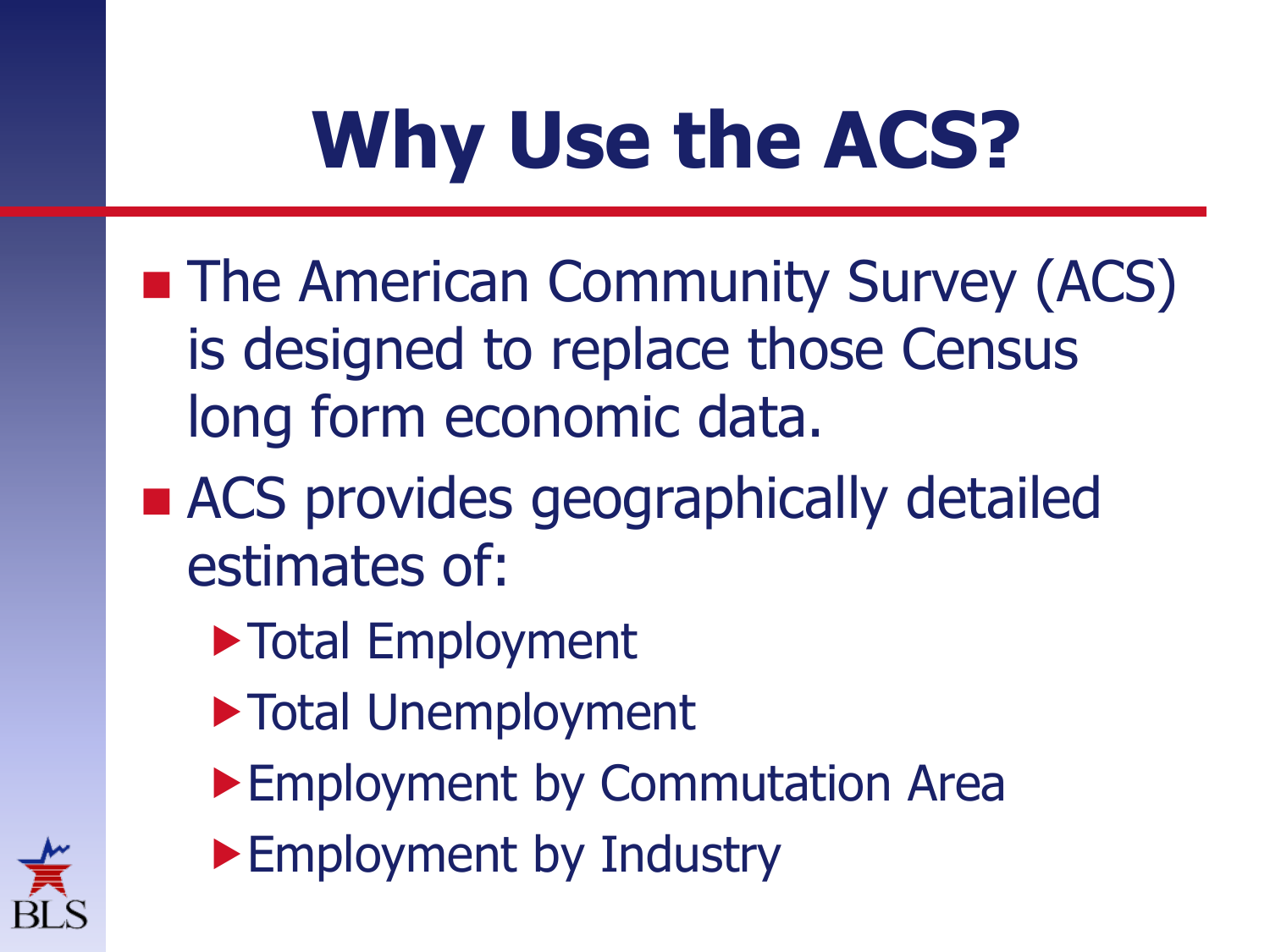# Why Use the ACS?

- The American Community Survey (ACS) is designed to replace those Census long form economic data.
- ACS provides geographically detailed estimates of:
  - Total Employment
  - Total Unemployment
  - Employment by Commutation Area
  - Employment by Industry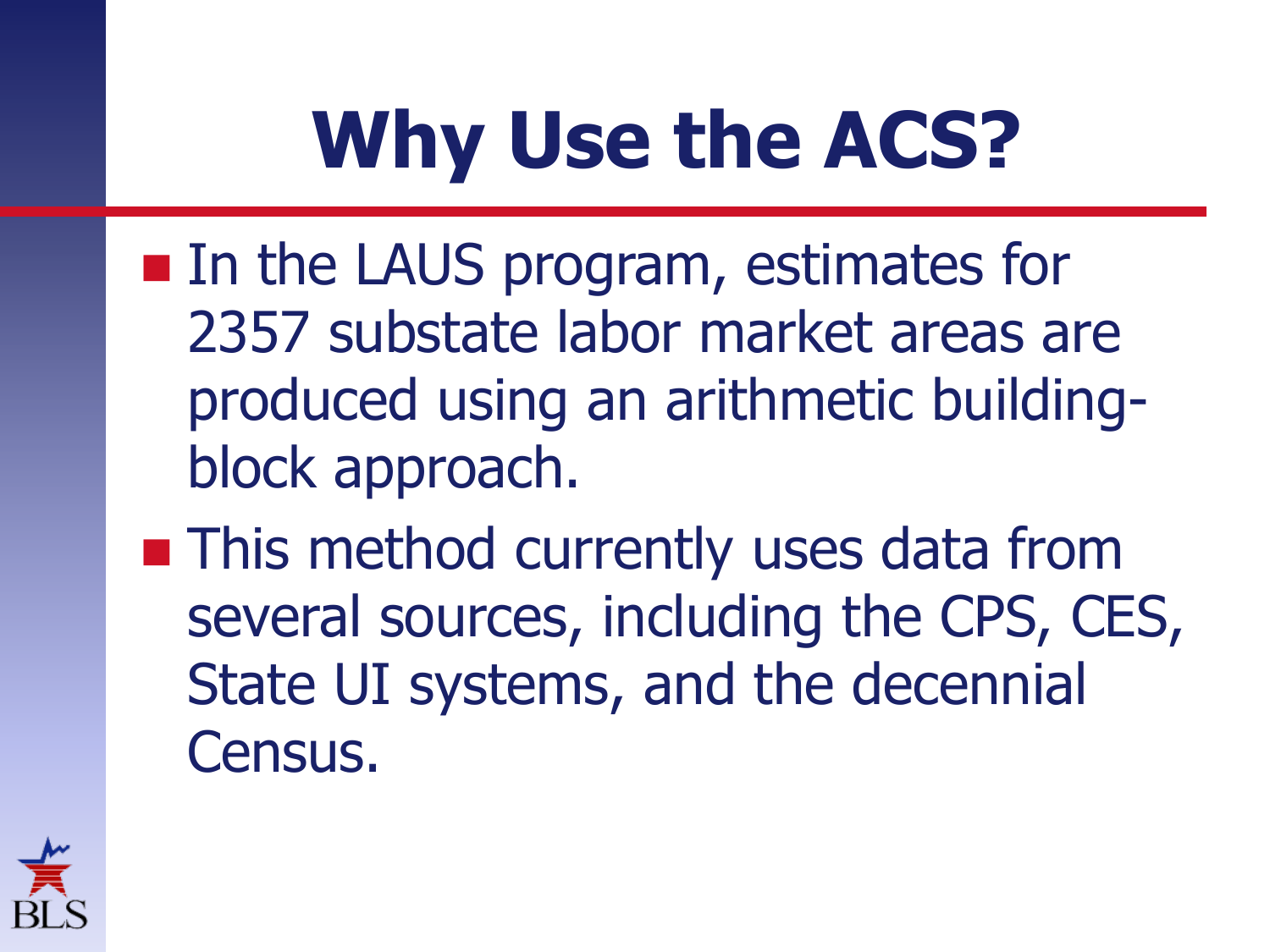# Why Use the ACS?

- In the LAUS program, estimates for 2357 substate labor market areas are produced using an arithmetic building-block approach.
- This method currently uses data from several sources, including the CPS, CES, State UI systems, and the decennial Census.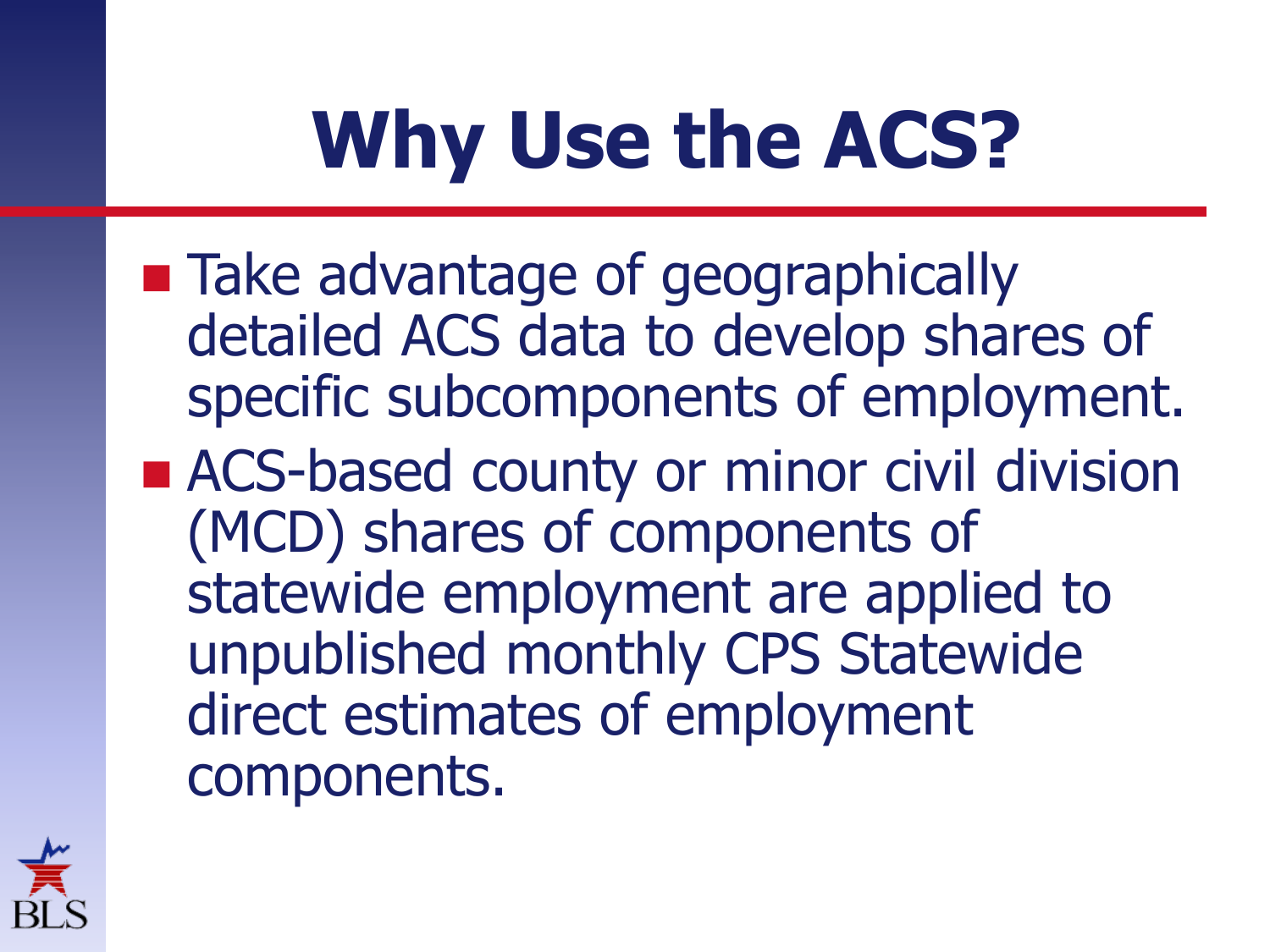# Why Use the ACS?

- Take advantage of geographically detailed ACS data to develop shares of specific subcomponents of employment.
- ACS-based county or minor civil division (MCD) shares of components of statewide employment are applied to unpublished monthly CPS Statewide direct estimates of employment components.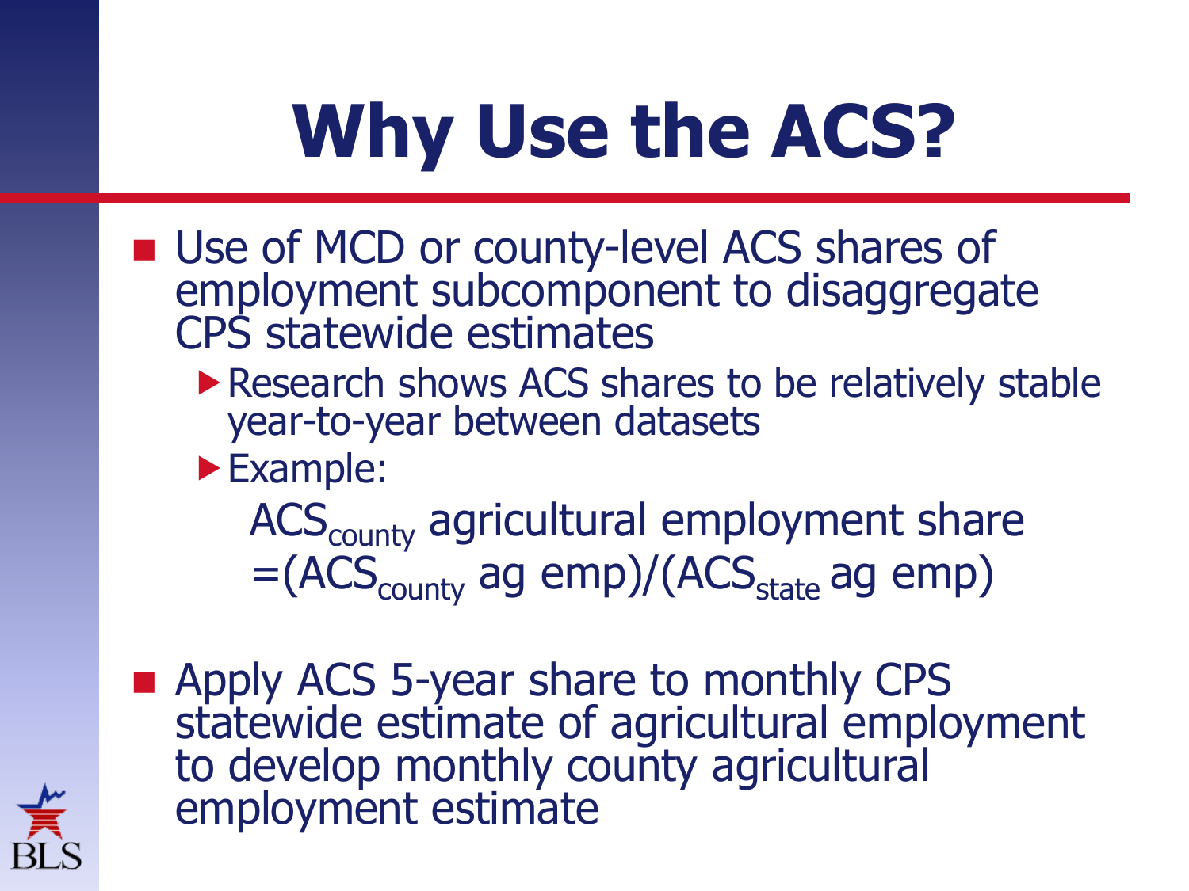# Why Use the ACS?

- Use of MCD or county-level ACS shares of employment subcomponent to disaggregate CPS statewide estimates
  - Research shows ACS shares to be relatively stable year-to-year between datasets
  - Example:

    $ACS_{county}$ agricultural employment share $=(ACS_{county}$ ag emp$)/(ACS_{state}$ ag emp$)$

- Apply ACS 5-year share to monthly CPS statewide estimate of agricultural employment to develop monthly county agricultural employment estimate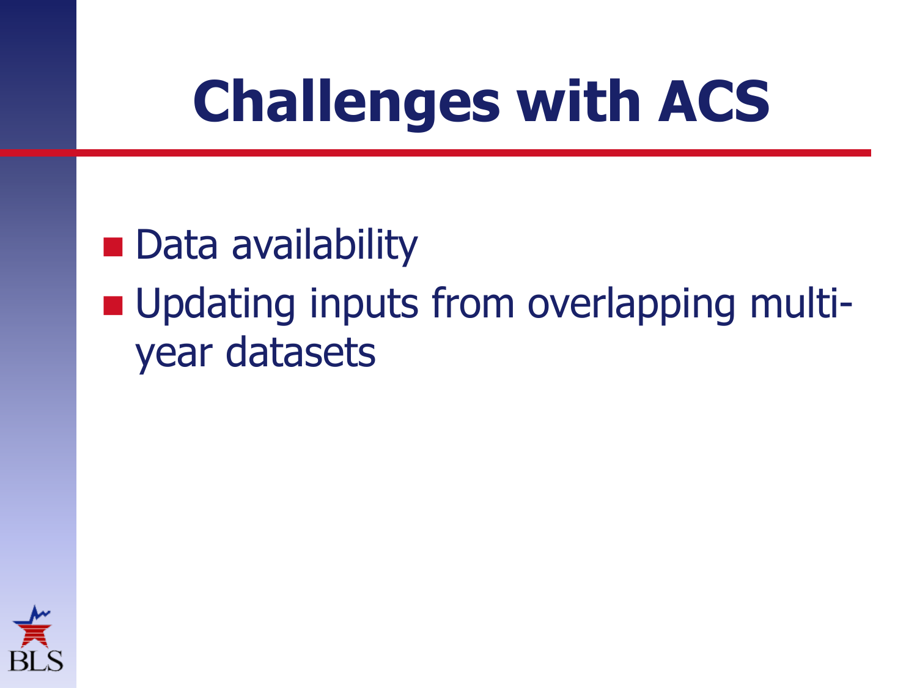# Challenges with ACS

- Data availability
- Updating inputs from overlapping multi-year datasets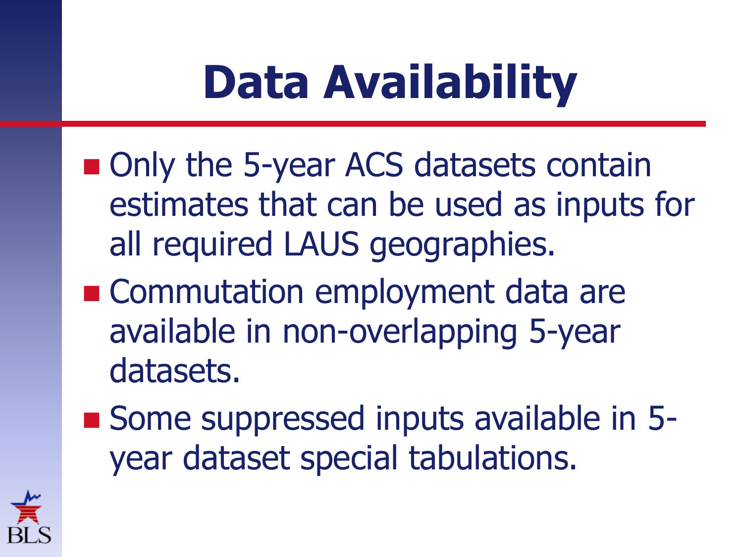# Data Availability

- Only the 5-year ACS datasets contain estimates that can be used as inputs for all required LAUS geographies.
- Commutation employment data are available in non-overlapping 5-year datasets.
- Some suppressed inputs available in 5-year dataset special tabulations.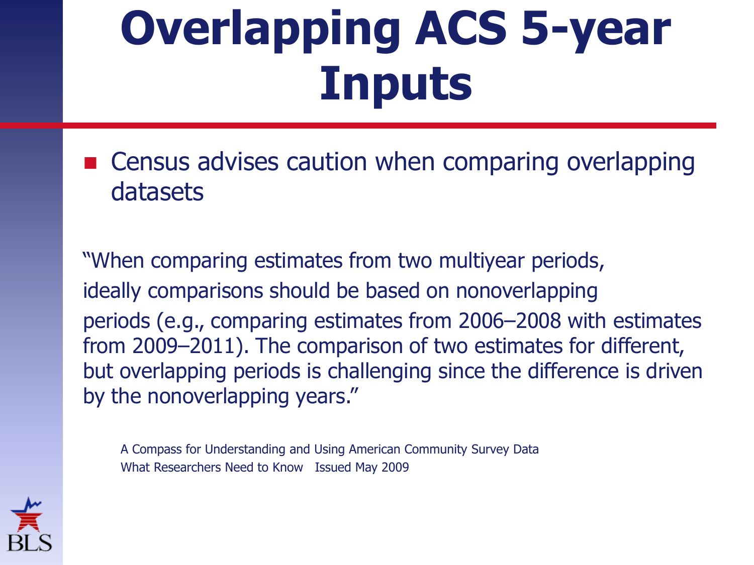# Overlapping ACS 5-year Inputs

- Census advises caution when comparing overlapping datasets

"When comparing estimates from two multiyear periods, ideally comparisons should be based on nonoverlapping periods (e.g., comparing estimates from 2006–2008 with estimates from 2009–2011). The comparison of two estimates for different, but overlapping periods is challenging since the difference is driven by the nonoverlapping years."

A Compass for Understanding and Using American Community Survey Data
What Researchers Need to Know   Issued May 2009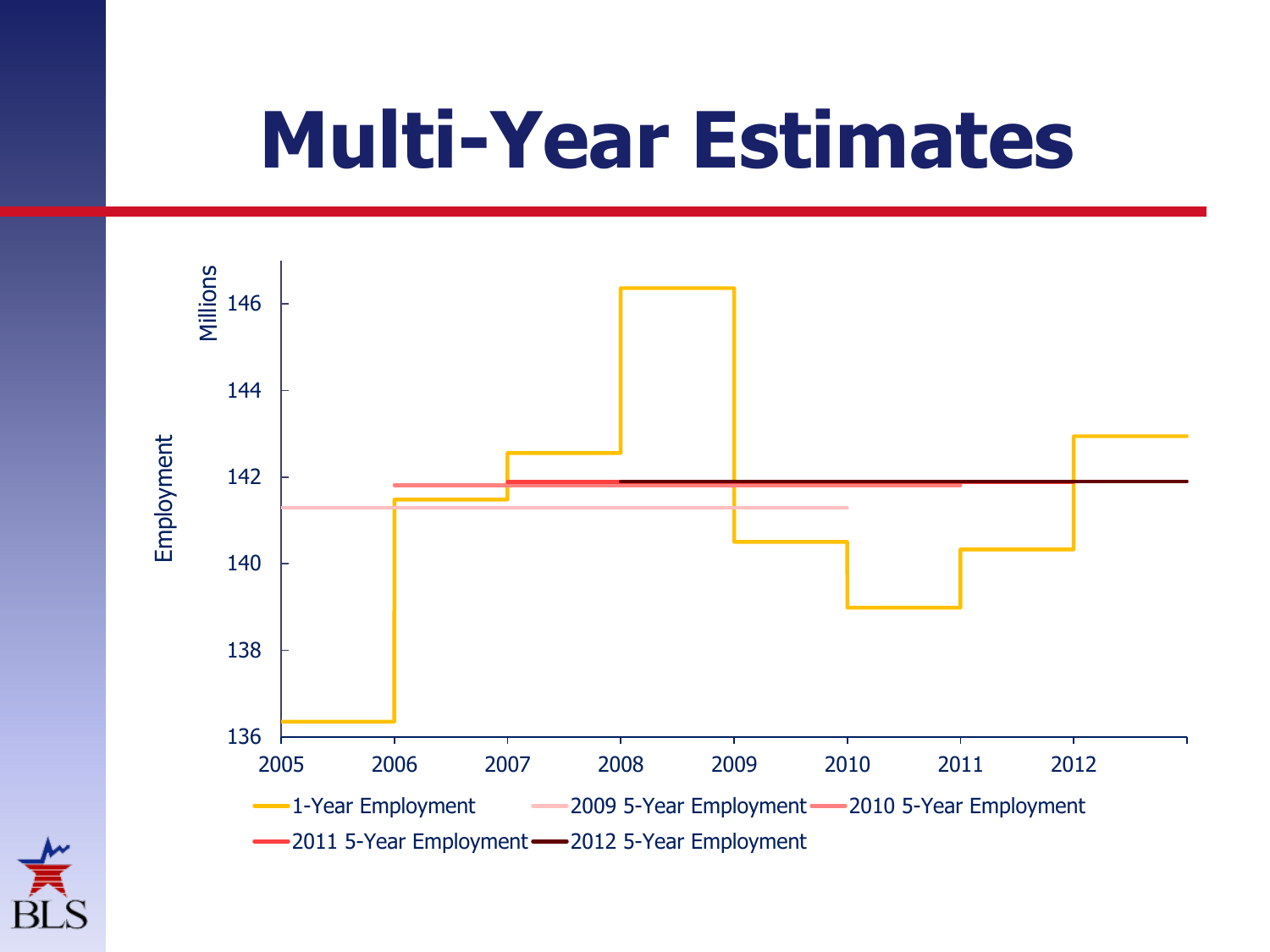# Multi-Year Estimates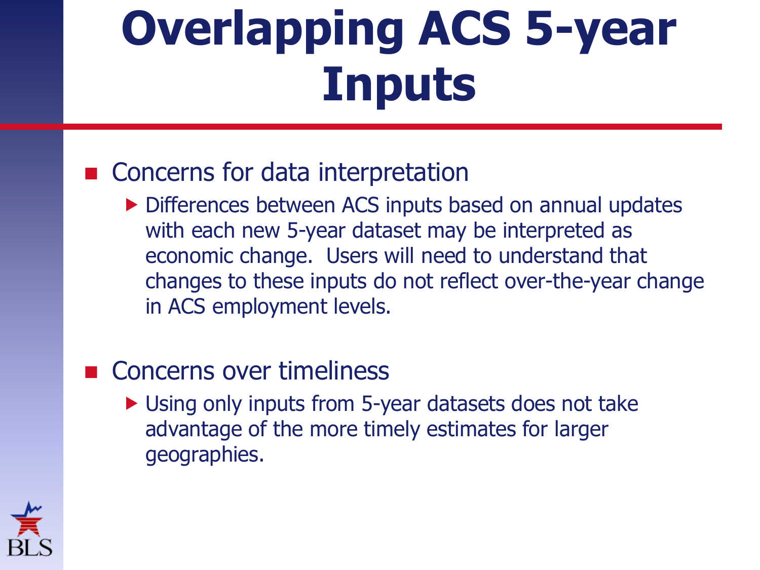# Overlapping ACS 5-year Inputs

- Concerns for data interpretation
  - Differences between ACS inputs based on annual updates with each new 5-year dataset may be interpreted as economic change. Users will need to understand that changes to these inputs do not reflect over-the-year change in ACS employment levels.

- Concerns over timeliness
  - Using only inputs from 5-year datasets does not take advantage of the more timely estimates for larger geographies.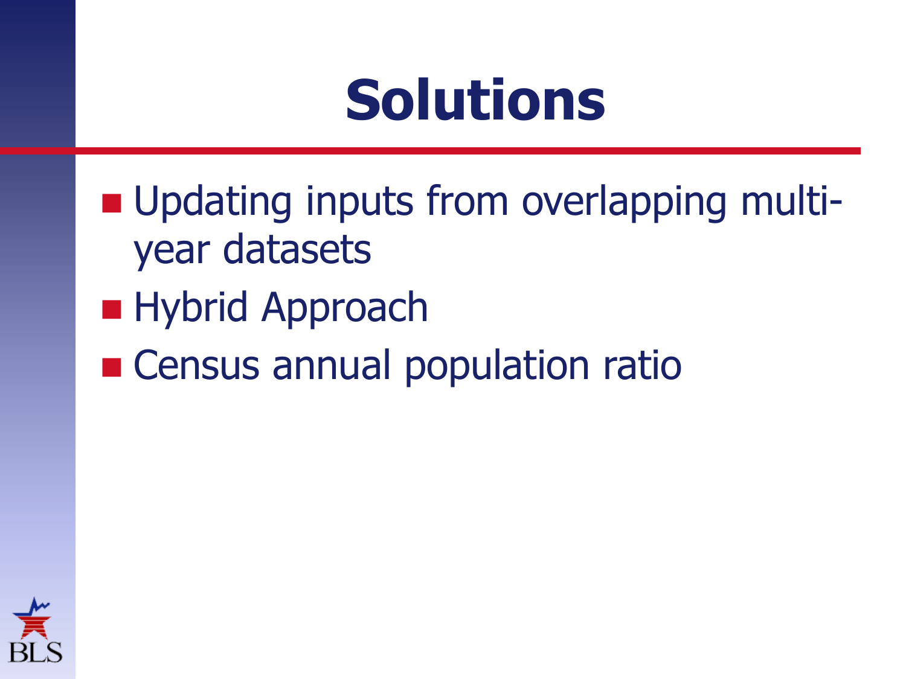# Solutions

- Updating inputs from overlapping multi-year datasets
- Hybrid Approach
- Census annual population ratio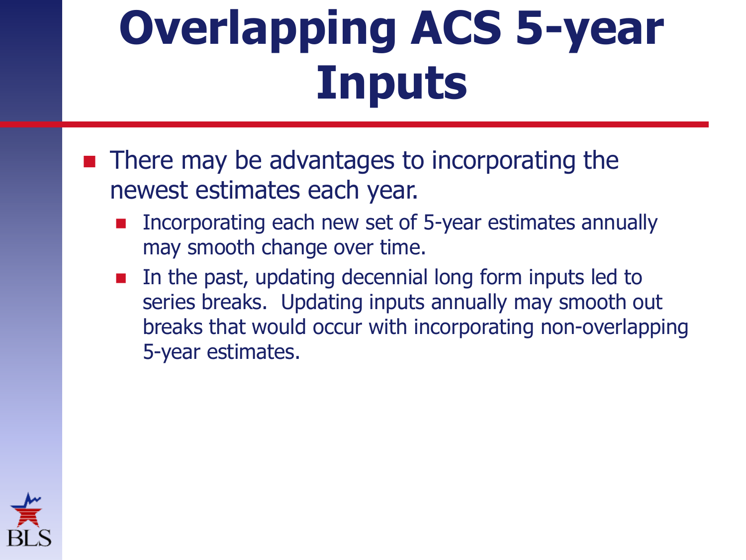# Overlapping ACS 5-year Inputs

- There may be advantages to incorporating the newest estimates each year.
  - Incorporating each new set of 5-year estimates annually may smooth change over time.
  - In the past, updating decennial long form inputs led to series breaks. Updating inputs annually may smooth out breaks that would occur with incorporating non-overlapping 5-year estimates.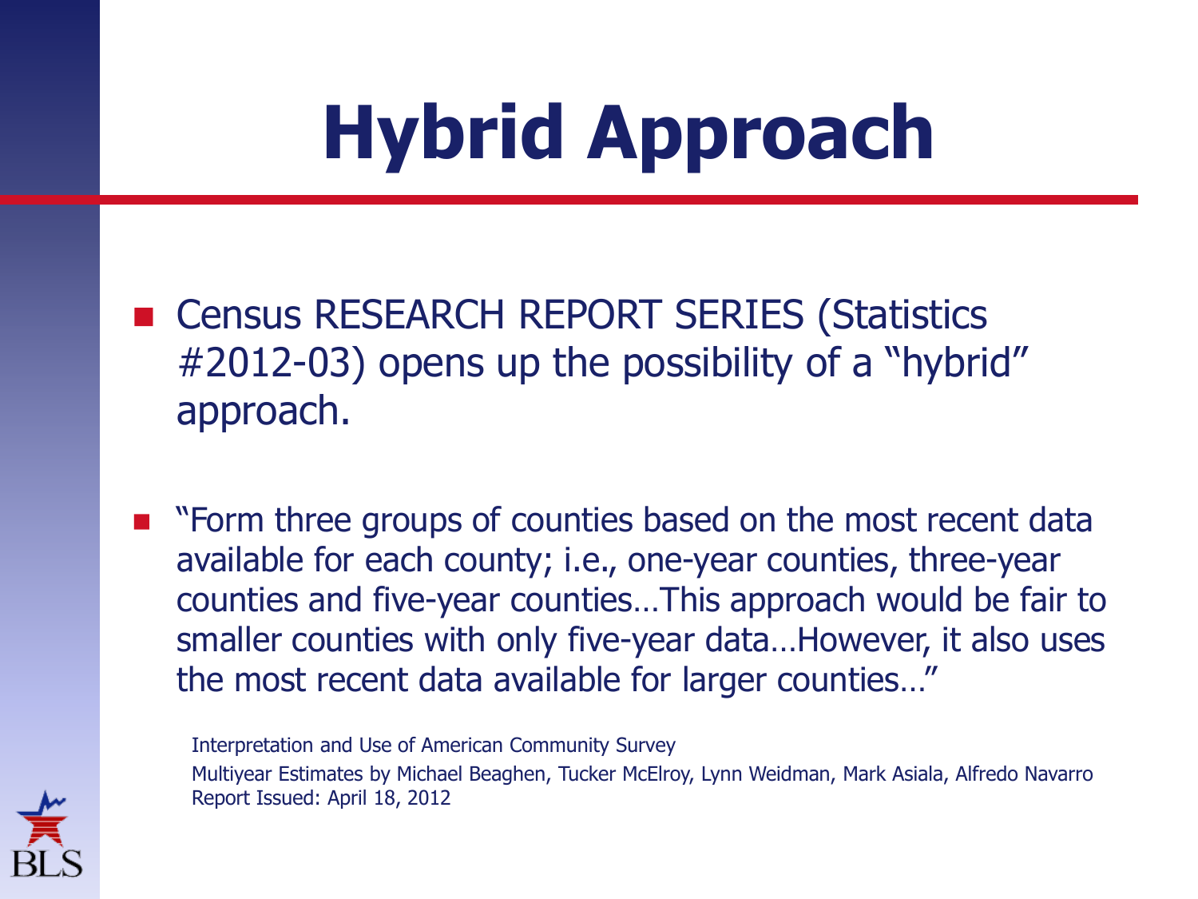# Hybrid Approach

- Census RESEARCH REPORT SERIES (Statistics #2012-03) opens up the possibility of a "hybrid" approach.

- "Form three groups of counties based on the most recent data available for each county; i.e., one-year counties, three-year counties and five-year counties…This approach would be fair to smaller counties with only five-year data…However, it also uses the most recent data available for larger counties…"

Interpretation and Use of American Community Survey
Multiyear Estimates by Michael Beaghen, Tucker McElroy, Lynn Weidman, Mark Asiala, Alfredo Navarro
Report Issued: April 18, 2012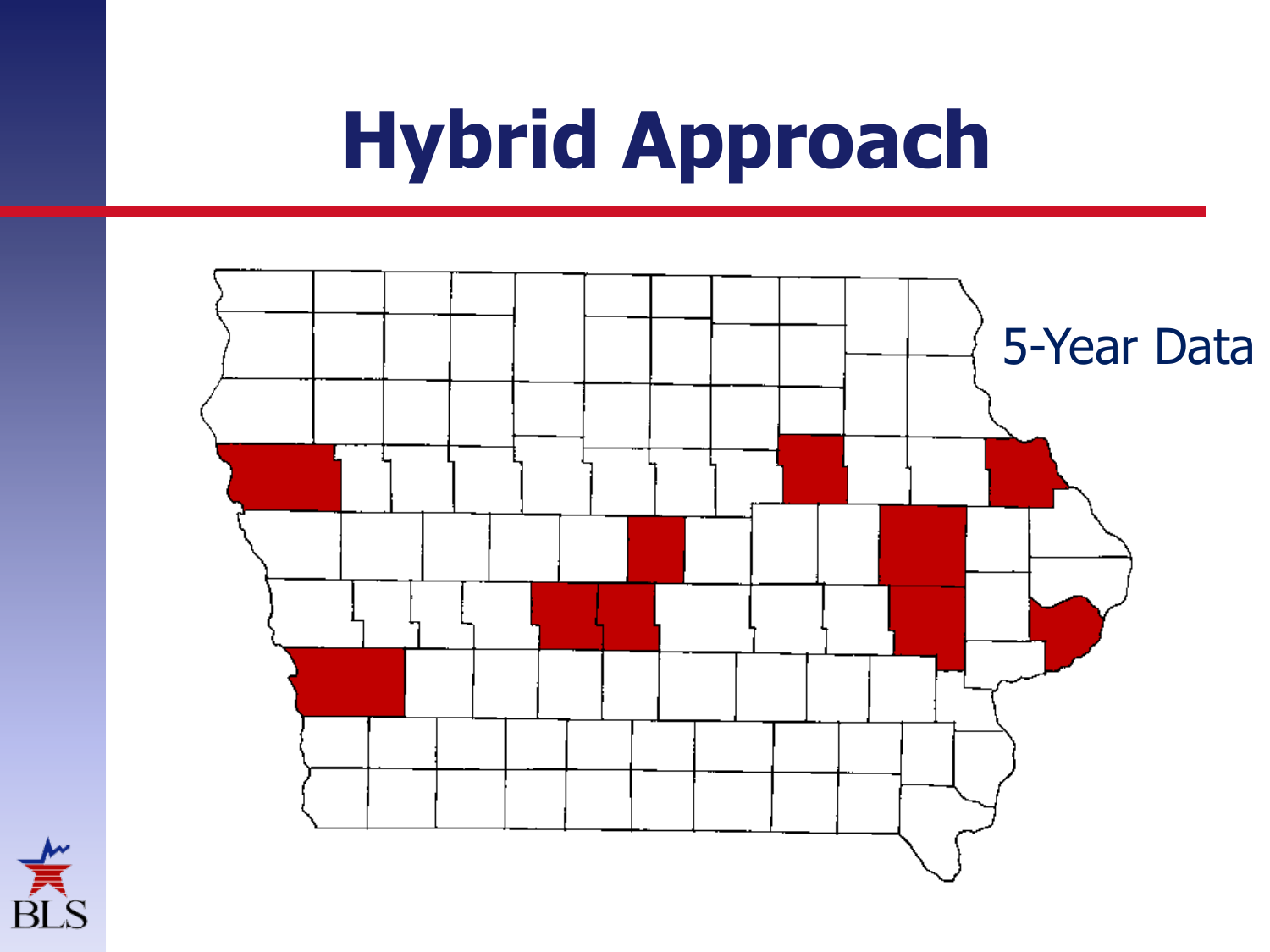# Hybrid Approach

5-Year Data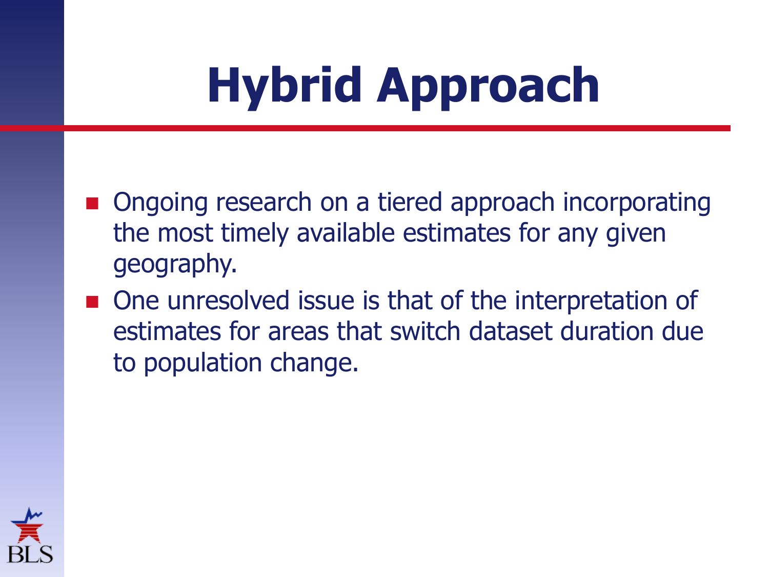# Hybrid Approach

- Ongoing research on a tiered approach incorporating the most timely available estimates for any given geography.
- One unresolved issue is that of the interpretation of estimates for areas that switch dataset duration due to population change.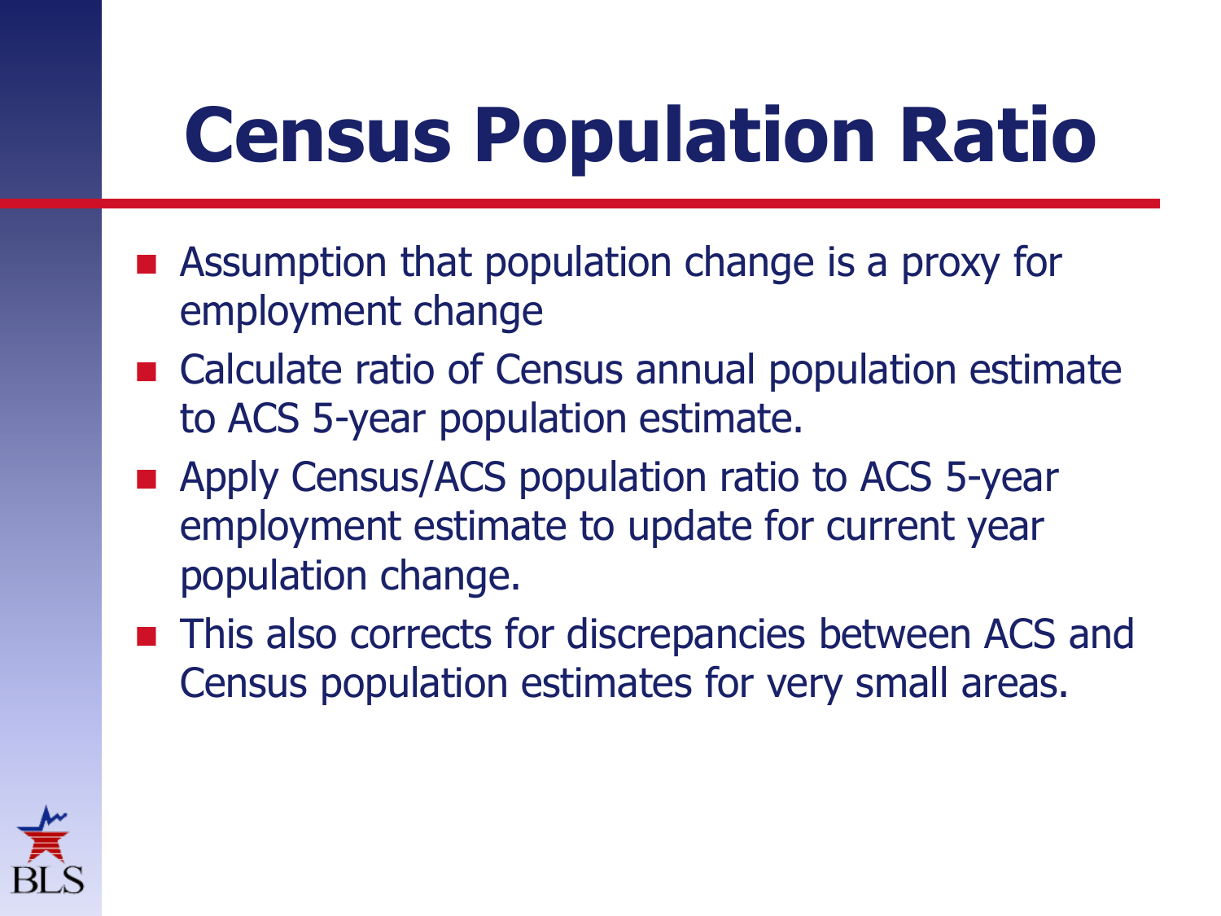# Census Population Ratio

- Assumption that population change is a proxy for employment change
- Calculate ratio of Census annual population estimate to ACS 5-year population estimate.
- Apply Census/ACS population ratio to ACS 5-year employment estimate to update for current year population change.
- This also corrects for discrepancies between ACS and Census population estimates for very small areas.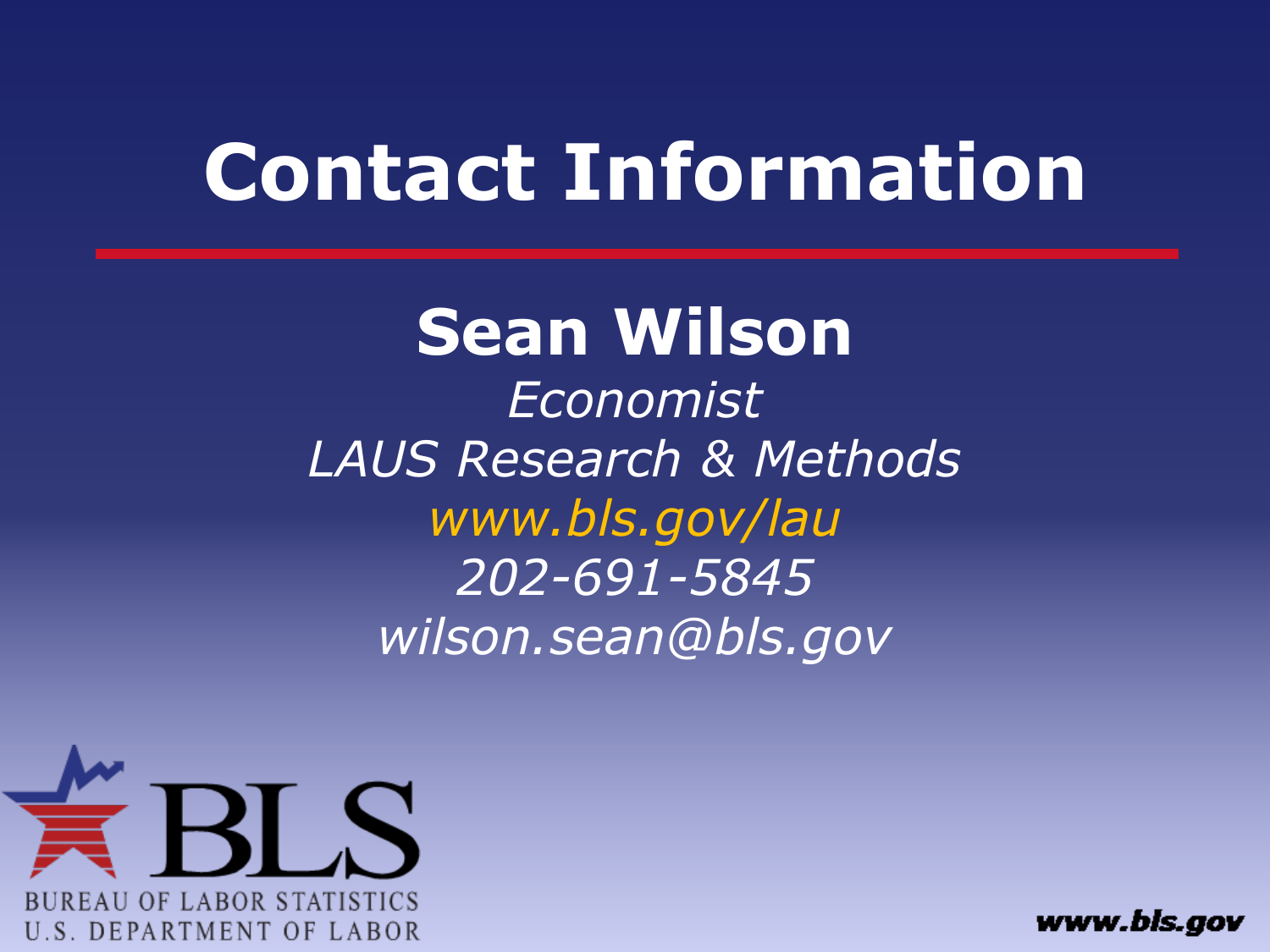# Contact Information

## Sean Wilson

*Economist*

*LAUS Research & Methods*

*www.bls.gov/lau*

*202-691-5845*

*wilson.sean@bls.gov*

BLS

BUREAU OF LABOR STATISTICS
U.S. DEPARTMENT OF LABOR

www.bls.gov